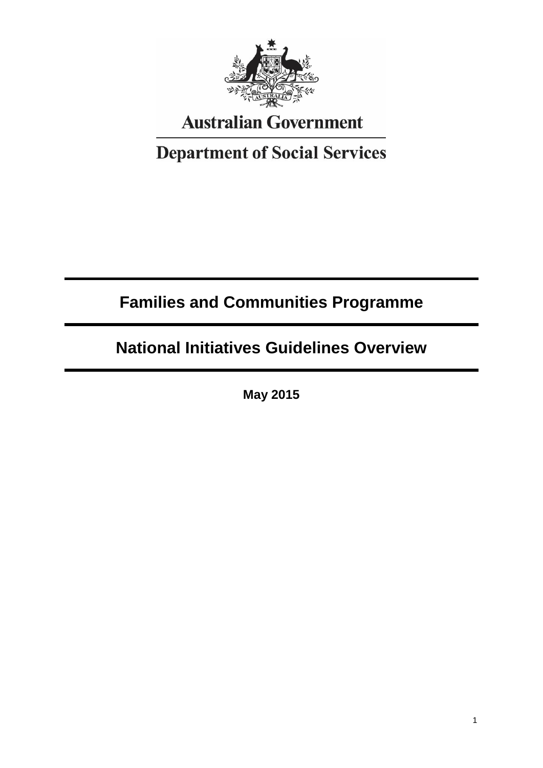Australian Government

Department of Social Services

# Families and Communities Programme

# National Initiatives Guidelines Overview

**May 2015**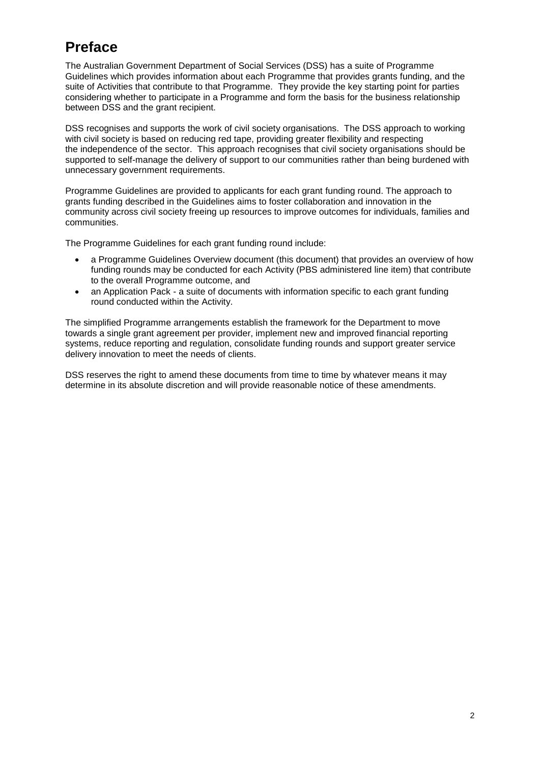# Preface

The Australian Government Department of Social Services (DSS) has a suite of Programme Guidelines which provides information about each Programme that provides grants funding, and the suite of Activities that contribute to that Programme. They provide the key starting point for parties considering whether to participate in a Programme and form the basis for the business relationship between DSS and the grant recipient.

DSS recognises and supports the work of civil society organisations. The DSS approach to working with civil society is based on reducing red tape, providing greater flexibility and respecting the independence of the sector. This approach recognises that civil society organisations should be supported to self-manage the delivery of support to our communities rather than being burdened with unnecessary government requirements.

Programme Guidelines are provided to applicants for each grant funding round. The approach to grants funding described in the Guidelines aims to foster collaboration and innovation in the community across civil society freeing up resources to improve outcomes for individuals, families and communities.

The Programme Guidelines for each grant funding round include:

- a Programme Guidelines Overview document (this document) that provides an overview of how funding rounds may be conducted for each Activity (PBS administered line item) that contribute to the overall Programme outcome, and
- an Application Pack - a suite of documents with information specific to each grant funding round conducted within the Activity.

The simplified Programme arrangements establish the framework for the Department to move towards a single grant agreement per provider, implement new and improved financial reporting systems, reduce reporting and regulation, consolidate funding rounds and support greater service delivery innovation to meet the needs of clients.

DSS reserves the right to amend these documents from time to time by whatever means it may determine in its absolute discretion and will provide reasonable notice of these amendments.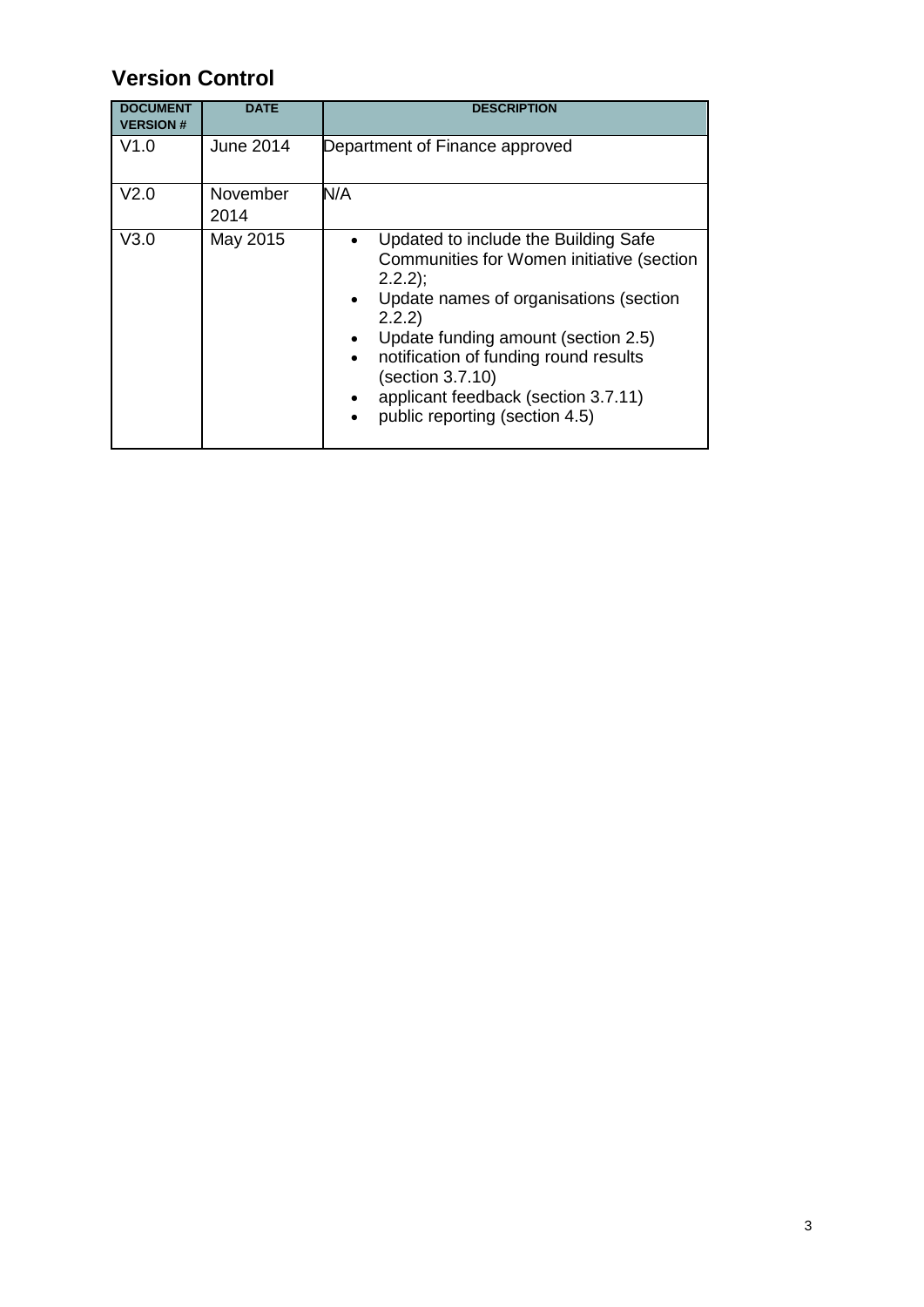## Version Control

| DOCUMENT VERSION # | DATE | DESCRIPTION |
|---|---|---|
| V1.0 | June 2014 | Department of Finance approved |
| V2.0 | November 2014 | N/A |
| V3.0 | May 2015 | • Updated to include the Building Safe Communities for Women initiative (section 2.2.2);<br>• Update names of organisations (section 2.2.2)<br>• Update funding amount (section 2.5)<br>• notification of funding round results (section 3.7.10)<br>• applicant feedback (section 3.7.11)<br>• public reporting (section 4.5) |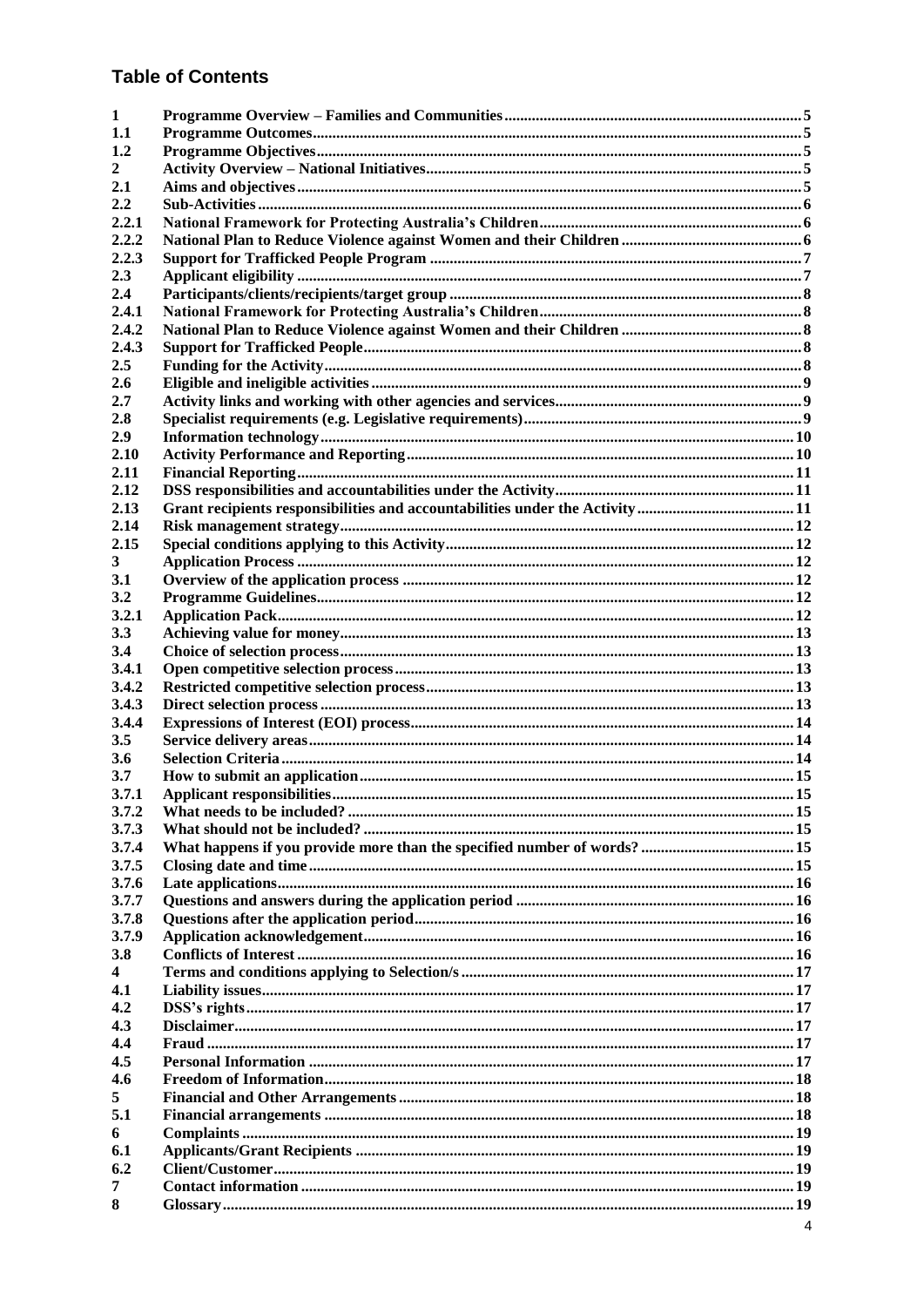## Table of Contents

| | | |
|---|---|---|
| 1 | Programme Overview – Families and Communities | 5 |
| 1.1 | Programme Outcomes | 5 |
| 1.2 | Programme Objectives | 5 |
| 2 | Activity Overview – National Initiatives | 5 |
| 2.1 | Aims and objectives | 5 |
| 2.2 | Sub-Activities | 6 |
| 2.2.1 | National Framework for Protecting Australia's Children | 6 |
| 2.2.2 | National Plan to Reduce Violence against Women and their Children | 6 |
| 2.2.3 | Support for Trafficked People Program | 7 |
| 2.3 | Applicant eligibility | 7 |
| 2.4 | Participants/clients/recipients/target group | 8 |
| 2.4.1 | National Framework for Protecting Australia's Children | 8 |
| 2.4.2 | National Plan to Reduce Violence against Women and their Children | 8 |
| 2.4.3 | Support for Trafficked People | 8 |
| 2.5 | Funding for the Activity | 8 |
| 2.6 | Eligible and ineligible activities | 9 |
| 2.7 | Activity links and working with other agencies and services | 9 |
| 2.8 | Specialist requirements (e.g. Legislative requirements) | 9 |
| 2.9 | Information technology | 10 |
| 2.10 | Activity Performance and Reporting | 10 |
| 2.11 | Financial Reporting | 11 |
| 2.12 | DSS responsibilities and accountabilities under the Activity | 11 |
| 2.13 | Grant recipients responsibilities and accountabilities under the Activity | 11 |
| 2.14 | Risk management strategy | 12 |
| 2.15 | Special conditions applying to this Activity | 12 |
| 3 | Application Process | 12 |
| 3.1 | Overview of the application process | 12 |
| 3.2 | Programme Guidelines | 12 |
| 3.2.1 | Application Pack | 12 |
| 3.3 | Achieving value for money | 13 |
| 3.4 | Choice of selection process | 13 |
| 3.4.1 | Open competitive selection process | 13 |
| 3.4.2 | Restricted competitive selection process | 13 |
| 3.4.3 | Direct selection process | 13 |
| 3.4.4 | Expressions of Interest (EOI) process | 14 |
| 3.5 | Service delivery areas | 14 |
| 3.6 | Selection Criteria | 14 |
| 3.7 | How to submit an application | 15 |
| 3.7.1 | Applicant responsibilities | 15 |
| 3.7.2 | What needs to be included? | 15 |
| 3.7.3 | What should not be included? | 15 |
| 3.7.4 | What happens if you provide more than the specified number of words? | 15 |
| 3.7.5 | Closing date and time | 15 |
| 3.7.6 | Late applications | 16 |
| 3.7.7 | Questions and answers during the application period | 16 |
| 3.7.8 | Questions after the application period | 16 |
| 3.7.9 | Application acknowledgement | 16 |
| 3.8 | Conflicts of Interest | 16 |
| 4 | Terms and conditions applying to Selection/s | 17 |
| 4.1 | Liability issues | 17 |
| 4.2 | DSS's rights | 17 |
| 4.3 | Disclaimer | 17 |
| 4.4 | Fraud | 17 |
| 4.5 | Personal Information | 17 |
| 4.6 | Freedom of Information | 18 |
| 5 | Financial and Other Arrangements | 18 |
| 5.1 | Financial arrangements | 18 |
| 6 | Complaints | 19 |
| 6.1 | Applicants/Grant Recipients | 19 |
| 6.2 | Client/Customer | 19 |
| 7 | Contact information | 19 |
| 8 | Glossary | 19 |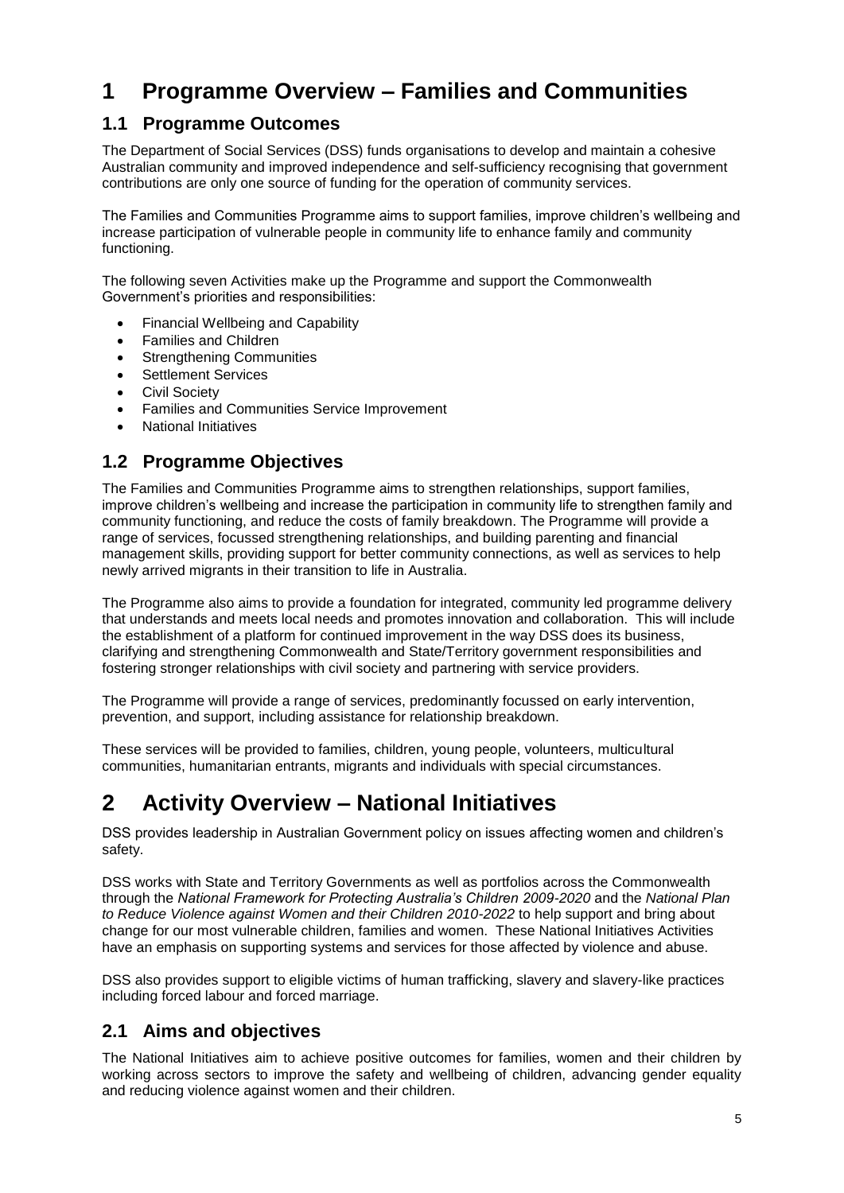# 1 Programme Overview – Families and Communities

## 1.1 Programme Outcomes

The Department of Social Services (DSS) funds organisations to develop and maintain a cohesive Australian community and improved independence and self-sufficiency recognising that government contributions are only one source of funding for the operation of community services.

The Families and Communities Programme aims to support families, improve children's wellbeing and increase participation of vulnerable people in community life to enhance family and community functioning.

The following seven Activities make up the Programme and support the Commonwealth Government's priorities and responsibilities:

- Financial Wellbeing and Capability
- Families and Children
- Strengthening Communities
- Settlement Services
- Civil Society
- Families and Communities Service Improvement
- National Initiatives

## 1.2 Programme Objectives

The Families and Communities Programme aims to strengthen relationships, support families, improve children's wellbeing and increase the participation in community life to strengthen family and community functioning, and reduce the costs of family breakdown. The Programme will provide a range of services, focussed strengthening relationships, and building parenting and financial management skills, providing support for better community connections, as well as services to help newly arrived migrants in their transition to life in Australia.

The Programme also aims to provide a foundation for integrated, community led programme delivery that understands and meets local needs and promotes innovation and collaboration. This will include the establishment of a platform for continued improvement in the way DSS does its business, clarifying and strengthening Commonwealth and State/Territory government responsibilities and fostering stronger relationships with civil society and partnering with service providers.

The Programme will provide a range of services, predominantly focussed on early intervention, prevention, and support, including assistance for relationship breakdown.

These services will be provided to families, children, young people, volunteers, multicultural communities, humanitarian entrants, migrants and individuals with special circumstances.

# 2 Activity Overview – National Initiatives

DSS provides leadership in Australian Government policy on issues affecting women and children's safety.

DSS works with State and Territory Governments as well as portfolios across the Commonwealth through the *National Framework for Protecting Australia's Children 2009-2020* and the *National Plan to Reduce Violence against Women and their Children 2010-2022* to help support and bring about change for our most vulnerable children, families and women. These National Initiatives Activities have an emphasis on supporting systems and services for those affected by violence and abuse.

DSS also provides support to eligible victims of human trafficking, slavery and slavery-like practices including forced labour and forced marriage.

## 2.1 Aims and objectives

The National Initiatives aim to achieve positive outcomes for families, women and their children by working across sectors to improve the safety and wellbeing of children, advancing gender equality and reducing violence against women and their children.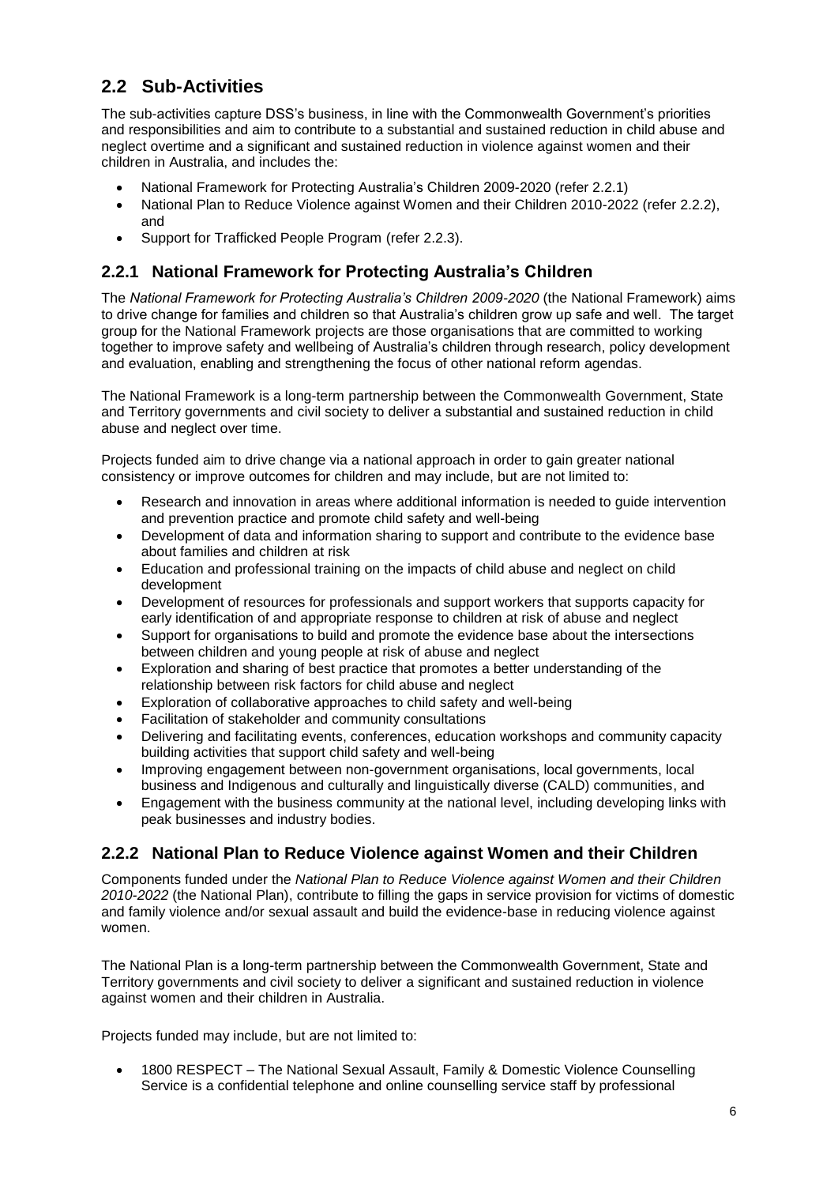## 2.2 Sub-Activities

The sub-activities capture DSS's business, in line with the Commonwealth Government's priorities and responsibilities and aim to contribute to a substantial and sustained reduction in child abuse and neglect overtime and a significant and sustained reduction in violence against women and their children in Australia, and includes the:

- National Framework for Protecting Australia's Children 2009-2020 (refer 2.2.1)
- National Plan to Reduce Violence against Women and their Children 2010-2022 (refer 2.2.2), and
- Support for Trafficked People Program (refer 2.2.3).

### 2.2.1 National Framework for Protecting Australia's Children

The *National Framework for Protecting Australia's Children 2009-2020* (the National Framework) aims to drive change for families and children so that Australia's children grow up safe and well. The target group for the National Framework projects are those organisations that are committed to working together to improve safety and wellbeing of Australia's children through research, policy development and evaluation, enabling and strengthening the focus of other national reform agendas.

The National Framework is a long-term partnership between the Commonwealth Government, State and Territory governments and civil society to deliver a substantial and sustained reduction in child abuse and neglect over time.

Projects funded aim to drive change via a national approach in order to gain greater national consistency or improve outcomes for children and may include, but are not limited to:

- Research and innovation in areas where additional information is needed to guide intervention and prevention practice and promote child safety and well-being
- Development of data and information sharing to support and contribute to the evidence base about families and children at risk
- Education and professional training on the impacts of child abuse and neglect on child development
- Development of resources for professionals and support workers that supports capacity for early identification of and appropriate response to children at risk of abuse and neglect
- Support for organisations to build and promote the evidence base about the intersections between children and young people at risk of abuse and neglect
- Exploration and sharing of best practice that promotes a better understanding of the relationship between risk factors for child abuse and neglect
- Exploration of collaborative approaches to child safety and well-being
- Facilitation of stakeholder and community consultations
- Delivering and facilitating events, conferences, education workshops and community capacity building activities that support child safety and well-being
- Improving engagement between non-government organisations, local governments, local business and Indigenous and culturally and linguistically diverse (CALD) communities, and
- Engagement with the business community at the national level, including developing links with peak businesses and industry bodies.

### 2.2.2 National Plan to Reduce Violence against Women and their Children

Components funded under the *National Plan to Reduce Violence against Women and their Children 2010-2022* (the National Plan), contribute to filling the gaps in service provision for victims of domestic and family violence and/or sexual assault and build the evidence-base in reducing violence against women.

The National Plan is a long-term partnership between the Commonwealth Government, State and Territory governments and civil society to deliver a significant and sustained reduction in violence against women and their children in Australia.

Projects funded may include, but are not limited to:

- 1800 RESPECT – The National Sexual Assault, Family & Domestic Violence Counselling Service is a confidential telephone and online counselling service staff by professional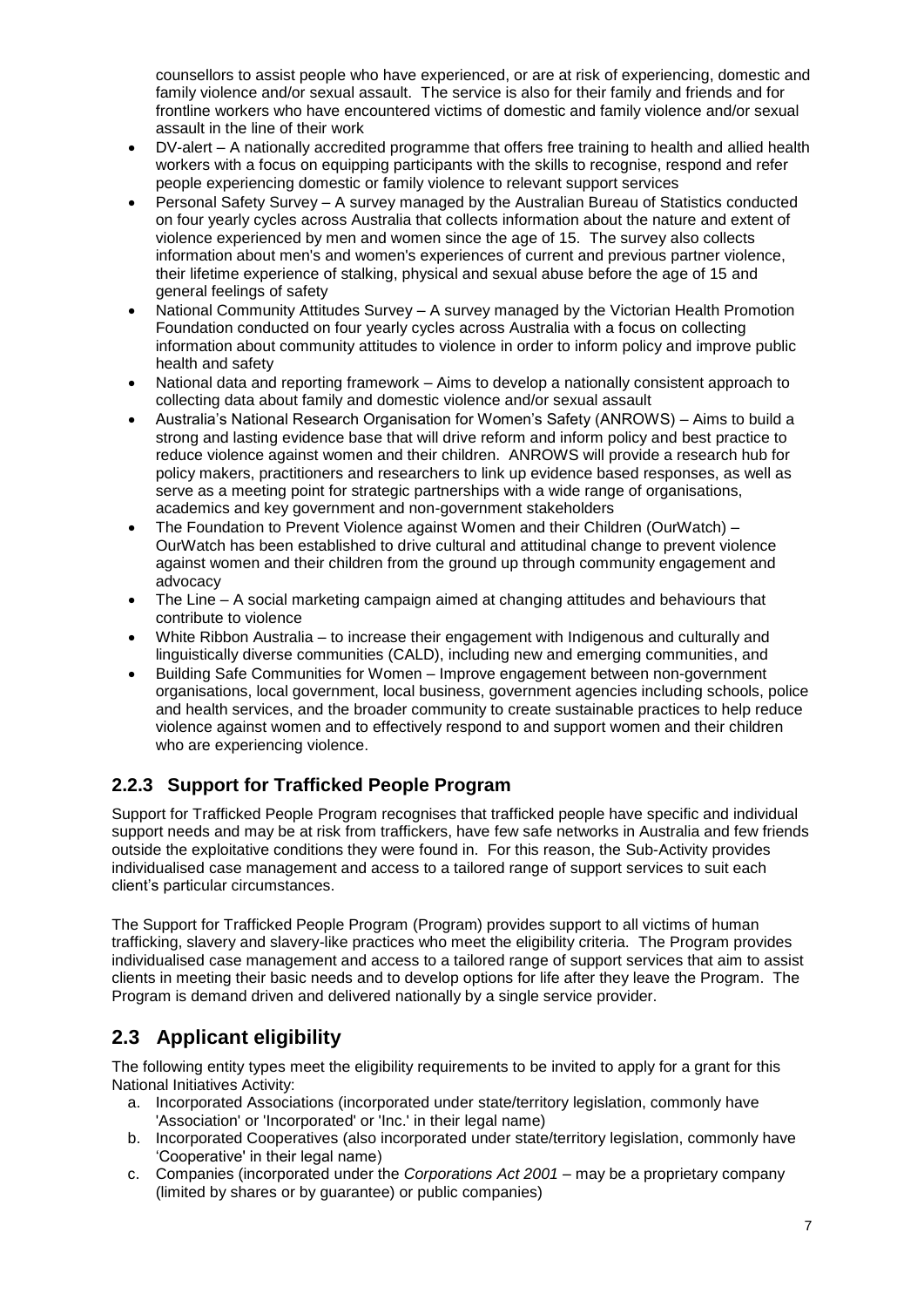counsellors to assist people who have experienced, or are at risk of experiencing, domestic and family violence and/or sexual assault. The service is also for their family and friends and for frontline workers who have encountered victims of domestic and family violence and/or sexual assault in the line of their work

- DV-alert – A nationally accredited programme that offers free training to health and allied health workers with a focus on equipping participants with the skills to recognise, respond and refer people experiencing domestic or family violence to relevant support services
- Personal Safety Survey – A survey managed by the Australian Bureau of Statistics conducted on four yearly cycles across Australia that collects information about the nature and extent of violence experienced by men and women since the age of 15. The survey also collects information about men's and women's experiences of current and previous partner violence, their lifetime experience of stalking, physical and sexual abuse before the age of 15 and general feelings of safety
- National Community Attitudes Survey – A survey managed by the Victorian Health Promotion Foundation conducted on four yearly cycles across Australia with a focus on collecting information about community attitudes to violence in order to inform policy and improve public health and safety
- National data and reporting framework – Aims to develop a nationally consistent approach to collecting data about family and domestic violence and/or sexual assault
- Australia's National Research Organisation for Women's Safety (ANROWS) – Aims to build a strong and lasting evidence base that will drive reform and inform policy and best practice to reduce violence against women and their children. ANROWS will provide a research hub for policy makers, practitioners and researchers to link up evidence based responses, as well as serve as a meeting point for strategic partnerships with a wide range of organisations, academics and key government and non-government stakeholders
- The Foundation to Prevent Violence against Women and their Children (OurWatch) – OurWatch has been established to drive cultural and attitudinal change to prevent violence against women and their children from the ground up through community engagement and advocacy
- The Line – A social marketing campaign aimed at changing attitudes and behaviours that contribute to violence
- White Ribbon Australia – to increase their engagement with Indigenous and culturally and linguistically diverse communities (CALD), including new and emerging communities, and
- Building Safe Communities for Women – Improve engagement between non-government organisations, local government, local business, government agencies including schools, police and health services, and the broader community to create sustainable practices to help reduce violence against women and to effectively respond to and support women and their children who are experiencing violence.

### 2.2.3 Support for Trafficked People Program

Support for Trafficked People Program recognises that trafficked people have specific and individual support needs and may be at risk from traffickers, have few safe networks in Australia and few friends outside the exploitative conditions they were found in. For this reason, the Sub-Activity provides individualised case management and access to a tailored range of support services to suit each client's particular circumstances.

The Support for Trafficked People Program (Program) provides support to all victims of human trafficking, slavery and slavery-like practices who meet the eligibility criteria. The Program provides individualised case management and access to a tailored range of support services that aim to assist clients in meeting their basic needs and to develop options for life after they leave the Program. The Program is demand driven and delivered nationally by a single service provider.

## 2.3 Applicant eligibility

The following entity types meet the eligibility requirements to be invited to apply for a grant for this National Initiatives Activity:

a. Incorporated Associations (incorporated under state/territory legislation, commonly have 'Association' or 'Incorporated' or 'Inc.' in their legal name)
b. Incorporated Cooperatives (also incorporated under state/territory legislation, commonly have 'Cooperative' in their legal name)
c. Companies (incorporated under the *Corporations Act 2001* – may be a proprietary company (limited by shares or by guarantee) or public companies)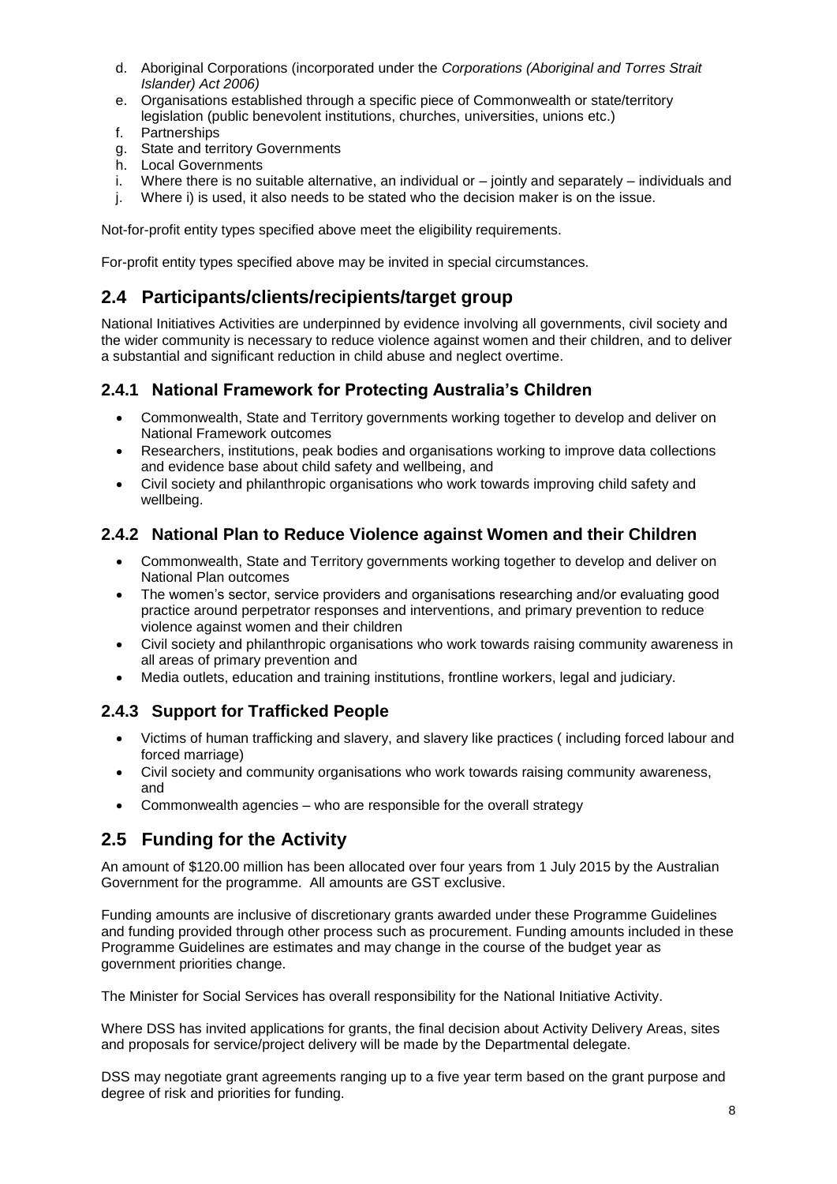d. Aboriginal Corporations (incorporated under the *Corporations (Aboriginal and Torres Strait Islander) Act 2006)*
e. Organisations established through a specific piece of Commonwealth or state/territory legislation (public benevolent institutions, churches, universities, unions etc.)
f. Partnerships
g. State and territory Governments
h. Local Governments
i. Where there is no suitable alternative, an individual or – jointly and separately – individuals and
j. Where i) is used, it also needs to be stated who the decision maker is on the issue.

Not-for-profit entity types specified above meet the eligibility requirements.

For-profit entity types specified above may be invited in special circumstances.

## 2.4 Participants/clients/recipients/target group

National Initiatives Activities are underpinned by evidence involving all governments, civil society and the wider community is necessary to reduce violence against women and their children, and to deliver a substantial and significant reduction in child abuse and neglect overtime.

### 2.4.1 National Framework for Protecting Australia's Children

- Commonwealth, State and Territory governments working together to develop and deliver on National Framework outcomes
- Researchers, institutions, peak bodies and organisations working to improve data collections and evidence base about child safety and wellbeing, and
- Civil society and philanthropic organisations who work towards improving child safety and wellbeing.

### 2.4.2 National Plan to Reduce Violence against Women and their Children

- Commonwealth, State and Territory governments working together to develop and deliver on National Plan outcomes
- The women's sector, service providers and organisations researching and/or evaluating good practice around perpetrator responses and interventions, and primary prevention to reduce violence against women and their children
- Civil society and philanthropic organisations who work towards raising community awareness in all areas of primary prevention and
- Media outlets, education and training institutions, frontline workers, legal and judiciary.

### 2.4.3 Support for Trafficked People

- Victims of human trafficking and slavery, and slavery like practices ( including forced labour and forced marriage)
- Civil society and community organisations who work towards raising community awareness, and
- Commonwealth agencies – who are responsible for the overall strategy

## 2.5 Funding for the Activity

An amount of $120.00 million has been allocated over four years from 1 July 2015 by the Australian Government for the programme. All amounts are GST exclusive.

Funding amounts are inclusive of discretionary grants awarded under these Programme Guidelines and funding provided through other process such as procurement. Funding amounts included in these Programme Guidelines are estimates and may change in the course of the budget year as government priorities change.

The Minister for Social Services has overall responsibility for the National Initiative Activity.

Where DSS has invited applications for grants, the final decision about Activity Delivery Areas, sites and proposals for service/project delivery will be made by the Departmental delegate.

DSS may negotiate grant agreements ranging up to a five year term based on the grant purpose and degree of risk and priorities for funding.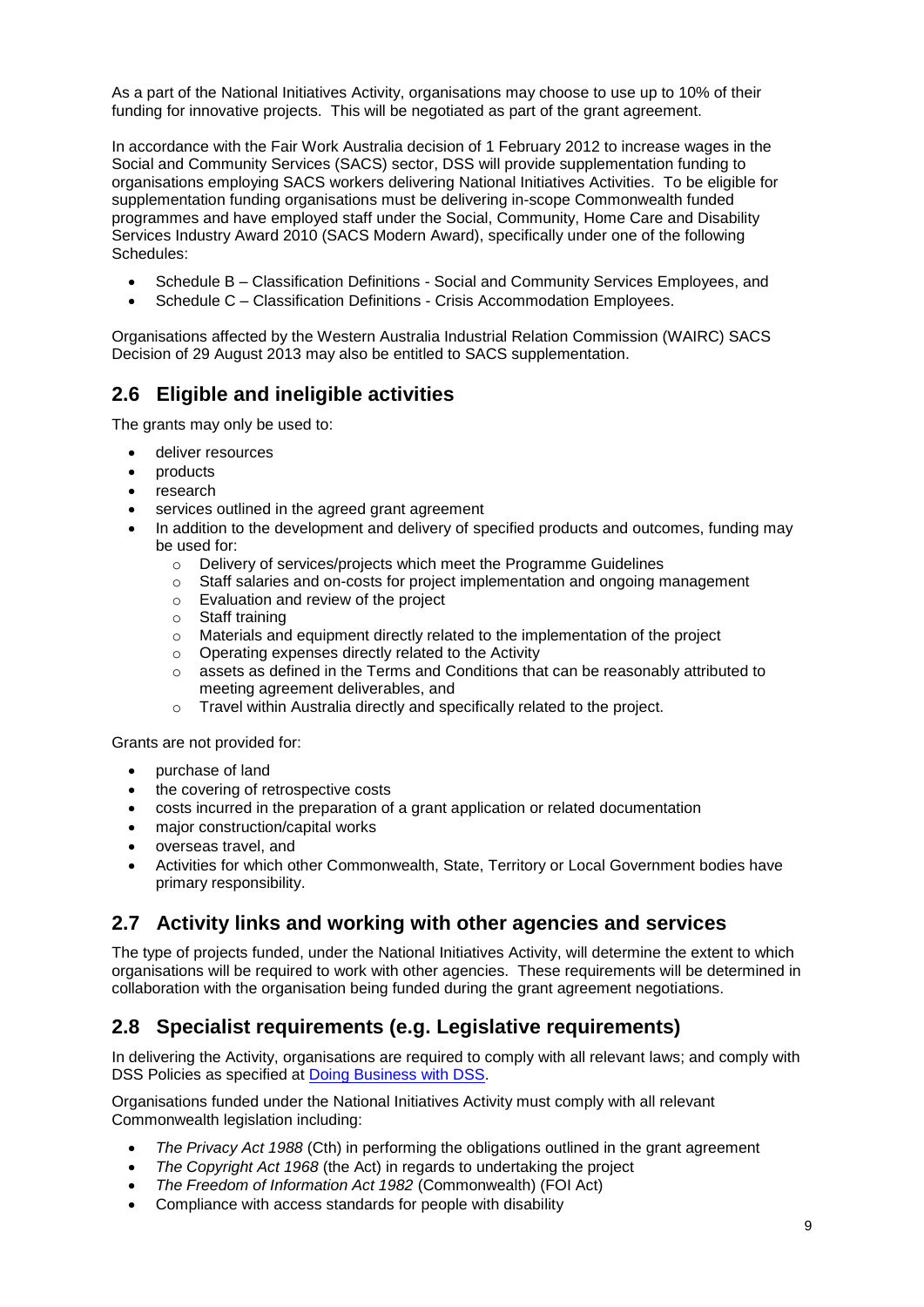As a part of the National Initiatives Activity, organisations may choose to use up to 10% of their funding for innovative projects. This will be negotiated as part of the grant agreement.

In accordance with the Fair Work Australia decision of 1 February 2012 to increase wages in the Social and Community Services (SACS) sector, DSS will provide supplementation funding to organisations employing SACS workers delivering National Initiatives Activities. To be eligible for supplementation funding organisations must be delivering in-scope Commonwealth funded programmes and have employed staff under the Social, Community, Home Care and Disability Services Industry Award 2010 (SACS Modern Award), specifically under one of the following Schedules:

- Schedule B – Classification Definitions - Social and Community Services Employees, and
- Schedule C – Classification Definitions - Crisis Accommodation Employees.

Organisations affected by the Western Australia Industrial Relation Commission (WAIRC) SACS Decision of 29 August 2013 may also be entitled to SACS supplementation.

## 2.6 Eligible and ineligible activities

The grants may only be used to:

- deliver resources
- products
- research
- services outlined in the agreed grant agreement
- In addition to the development and delivery of specified products and outcomes, funding may be used for:
  - Delivery of services/projects which meet the Programme Guidelines
  - Staff salaries and on-costs for project implementation and ongoing management
  - Evaluation and review of the project
  - Staff training
  - Materials and equipment directly related to the implementation of the project
  - Operating expenses directly related to the Activity
  - assets as defined in the Terms and Conditions that can be reasonably attributed to meeting agreement deliverables, and
  - Travel within Australia directly and specifically related to the project.

Grants are not provided for:

- purchase of land
- the covering of retrospective costs
- costs incurred in the preparation of a grant application or related documentation
- major construction/capital works
- overseas travel, and
- Activities for which other Commonwealth, State, Territory or Local Government bodies have primary responsibility.

## 2.7 Activity links and working with other agencies and services

The type of projects funded, under the National Initiatives Activity, will determine the extent to which organisations will be required to work with other agencies. These requirements will be determined in collaboration with the organisation being funded during the grant agreement negotiations.

## 2.8 Specialist requirements (e.g. Legislative requirements)

In delivering the Activity, organisations are required to comply with all relevant laws; and comply with DSS Policies as specified at [Doing Business with DSS](#).

Organisations funded under the National Initiatives Activity must comply with all relevant Commonwealth legislation including:

- *The Privacy Act 1988* (Cth) in performing the obligations outlined in the grant agreement
- *The Copyright Act 1968* (the Act) in regards to undertaking the project
- *The Freedom of Information Act 1982* (Commonwealth) (FOI Act)
- Compliance with access standards for people with disability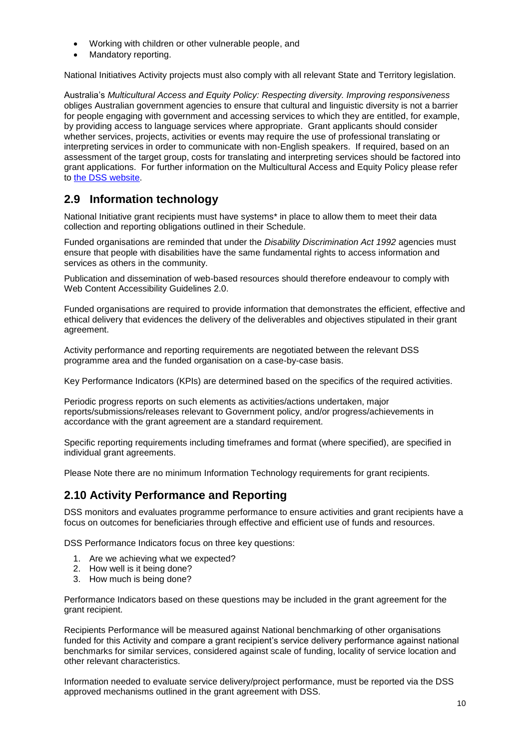- Working with children or other vulnerable people, and
- Mandatory reporting.

National Initiatives Activity projects must also comply with all relevant State and Territory legislation.

Australia's *Multicultural Access and Equity Policy: Respecting diversity. Improving responsiveness* obliges Australian government agencies to ensure that cultural and linguistic diversity is not a barrier for people engaging with government and accessing services to which they are entitled, for example, by providing access to language services where appropriate. Grant applicants should consider whether services, projects, activities or events may require the use of professional translating or interpreting services in order to communicate with non-English speakers. If required, based on an assessment of the target group, costs for translating and interpreting services should be factored into grant applications. For further information on the Multicultural Access and Equity Policy please refer to the DSS website.

## 2.9 Information technology

National Initiative grant recipients must have systems* in place to allow them to meet their data collection and reporting obligations outlined in their Schedule.

Funded organisations are reminded that under the *Disability Discrimination Act 1992* agencies must ensure that people with disabilities have the same fundamental rights to access information and services as others in the community.

Publication and dissemination of web-based resources should therefore endeavour to comply with Web Content Accessibility Guidelines 2.0.

Funded organisations are required to provide information that demonstrates the efficient, effective and ethical delivery that evidences the delivery of the deliverables and objectives stipulated in their grant agreement.

Activity performance and reporting requirements are negotiated between the relevant DSS programme area and the funded organisation on a case-by-case basis.

Key Performance Indicators (KPIs) are determined based on the specifics of the required activities.

Periodic progress reports on such elements as activities/actions undertaken, major reports/submissions/releases relevant to Government policy, and/or progress/achievements in accordance with the grant agreement are a standard requirement.

Specific reporting requirements including timeframes and format (where specified), are specified in individual grant agreements.

Please Note there are no minimum Information Technology requirements for grant recipients.

## 2.10 Activity Performance and Reporting

DSS monitors and evaluates programme performance to ensure activities and grant recipients have a focus on outcomes for beneficiaries through effective and efficient use of funds and resources.

DSS Performance Indicators focus on three key questions:

1. Are we achieving what we expected?
2. How well is it being done?
3. How much is being done?

Performance Indicators based on these questions may be included in the grant agreement for the grant recipient.

Recipients Performance will be measured against National benchmarking of other organisations funded for this Activity and compare a grant recipient's service delivery performance against national benchmarks for similar services, considered against scale of funding, locality of service location and other relevant characteristics.

Information needed to evaluate service delivery/project performance, must be reported via the DSS approved mechanisms outlined in the grant agreement with DSS.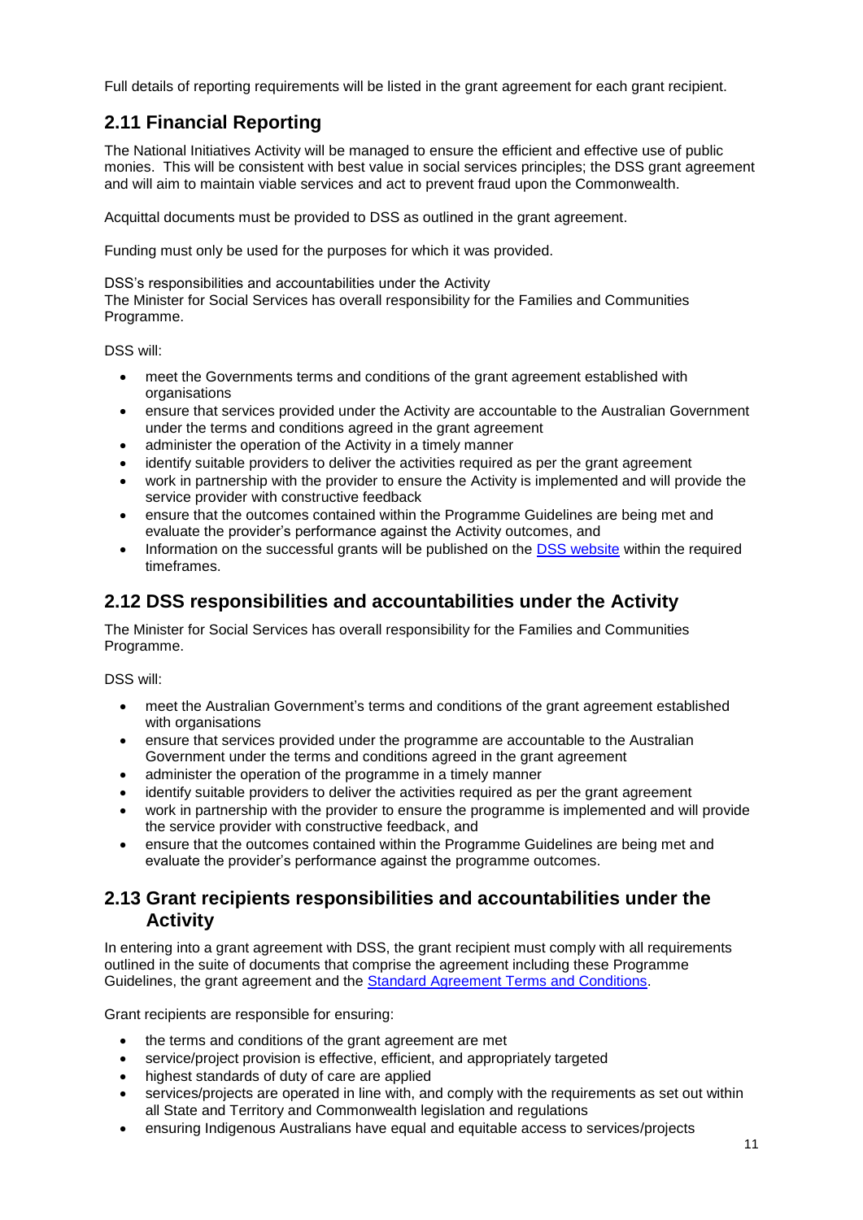Full details of reporting requirements will be listed in the grant agreement for each grant recipient.

## 2.11 Financial Reporting

The National Initiatives Activity will be managed to ensure the efficient and effective use of public monies. This will be consistent with best value in social services principles; the DSS grant agreement and will aim to maintain viable services and act to prevent fraud upon the Commonwealth.

Acquittal documents must be provided to DSS as outlined in the grant agreement.

Funding must only be used for the purposes for which it was provided.

DSS's responsibilities and accountabilities under the Activity
The Minister for Social Services has overall responsibility for the Families and Communities Programme.

DSS will:

- meet the Governments terms and conditions of the grant agreement established with organisations
- ensure that services provided under the Activity are accountable to the Australian Government under the terms and conditions agreed in the grant agreement
- administer the operation of the Activity in a timely manner
- identify suitable providers to deliver the activities required as per the grant agreement
- work in partnership with the provider to ensure the Activity is implemented and will provide the service provider with constructive feedback
- ensure that the outcomes contained within the Programme Guidelines are being met and evaluate the provider's performance against the Activity outcomes, and
- Information on the successful grants will be published on the [DSS website](#) within the required timeframes.

## 2.12 DSS responsibilities and accountabilities under the Activity

The Minister for Social Services has overall responsibility for the Families and Communities Programme.

DSS will:

- meet the Australian Government's terms and conditions of the grant agreement established with organisations
- ensure that services provided under the programme are accountable to the Australian Government under the terms and conditions agreed in the grant agreement
- administer the operation of the programme in a timely manner
- identify suitable providers to deliver the activities required as per the grant agreement
- work in partnership with the provider to ensure the programme is implemented and will provide the service provider with constructive feedback, and
- ensure that the outcomes contained within the Programme Guidelines are being met and evaluate the provider's performance against the programme outcomes.

## 2.13 Grant recipients responsibilities and accountabilities under the Activity

In entering into a grant agreement with DSS, the grant recipient must comply with all requirements outlined in the suite of documents that comprise the agreement including these Programme Guidelines, the grant agreement and the [Standard Agreement Terms and Conditions](#).

Grant recipients are responsible for ensuring:

- the terms and conditions of the grant agreement are met
- service/project provision is effective, efficient, and appropriately targeted
- highest standards of duty of care are applied
- services/projects are operated in line with, and comply with the requirements as set out within all State and Territory and Commonwealth legislation and regulations
- ensuring Indigenous Australians have equal and equitable access to services/projects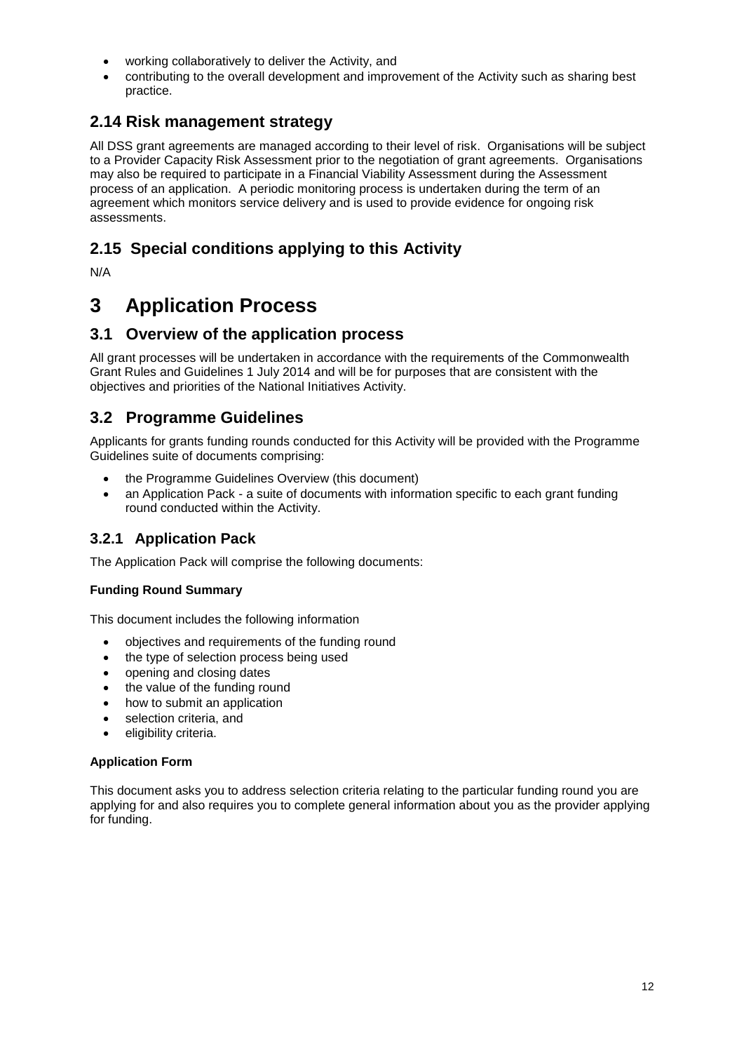- working collaboratively to deliver the Activity, and
- contributing to the overall development and improvement of the Activity such as sharing best practice.

## 2.14 Risk management strategy

All DSS grant agreements are managed according to their level of risk. Organisations will be subject to a Provider Capacity Risk Assessment prior to the negotiation of grant agreements. Organisations may also be required to participate in a Financial Viability Assessment during the Assessment process of an application. A periodic monitoring process is undertaken during the term of an agreement which monitors service delivery and is used to provide evidence for ongoing risk assessments.

## 2.15 Special conditions applying to this Activity

N/A

# 3 Application Process

## 3.1 Overview of the application process

All grant processes will be undertaken in accordance with the requirements of the Commonwealth Grant Rules and Guidelines 1 July 2014 and will be for purposes that are consistent with the objectives and priorities of the National Initiatives Activity.

## 3.2 Programme Guidelines

Applicants for grants funding rounds conducted for this Activity will be provided with the Programme Guidelines suite of documents comprising:

- the Programme Guidelines Overview (this document)
- an Application Pack - a suite of documents with information specific to each grant funding round conducted within the Activity.

### 3.2.1 Application Pack

The Application Pack will comprise the following documents:

**Funding Round Summary**

This document includes the following information

- objectives and requirements of the funding round
- the type of selection process being used
- opening and closing dates
- the value of the funding round
- how to submit an application
- selection criteria, and
- eligibility criteria.

**Application Form**

This document asks you to address selection criteria relating to the particular funding round you are applying for and also requires you to complete general information about you as the provider applying for funding.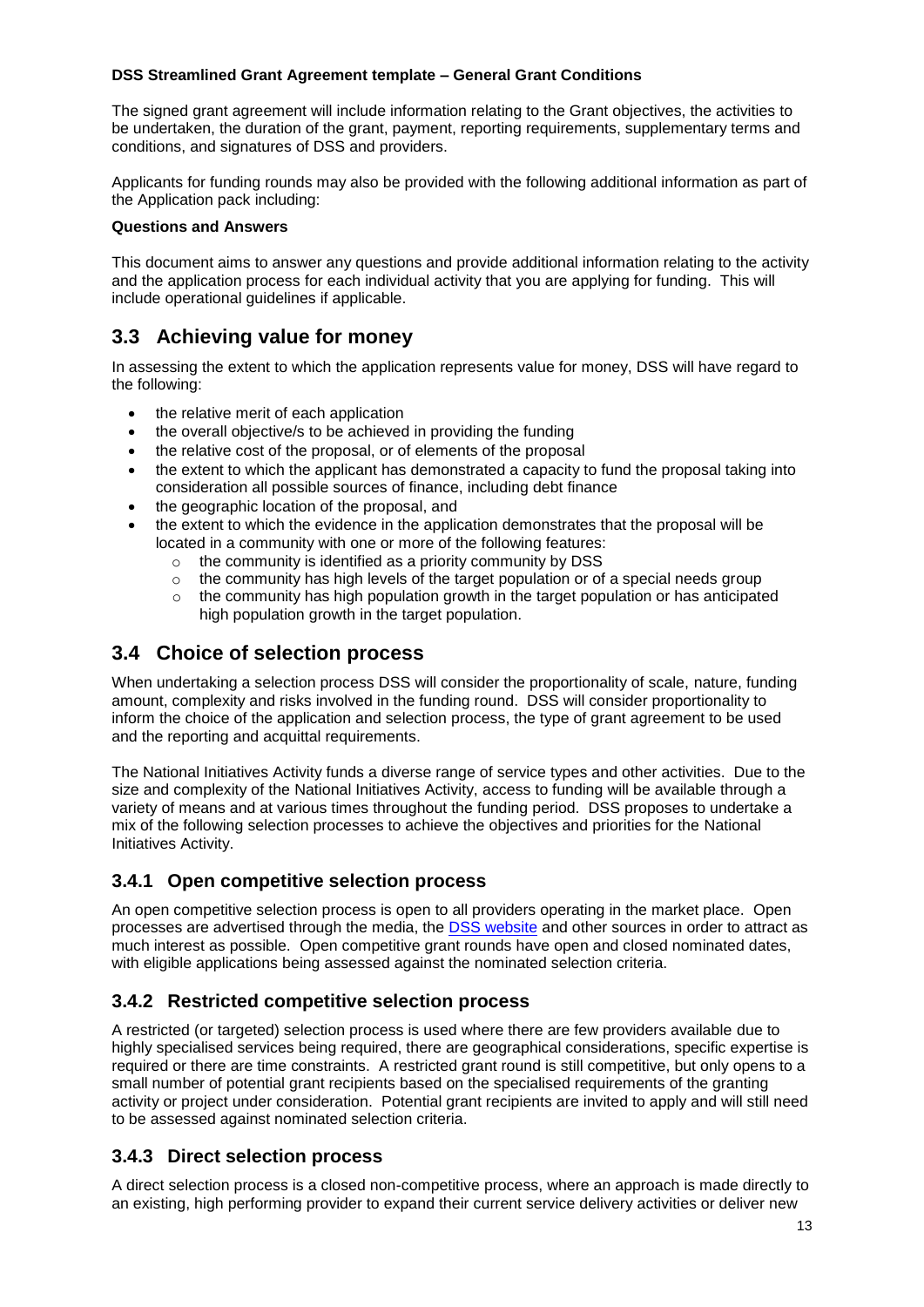**DSS Streamlined Grant Agreement template – General Grant Conditions**

The signed grant agreement will include information relating to the Grant objectives, the activities to be undertaken, the duration of the grant, payment, reporting requirements, supplementary terms and conditions, and signatures of DSS and providers.

Applicants for funding rounds may also be provided with the following additional information as part of the Application pack including:

**Questions and Answers**

This document aims to answer any questions and provide additional information relating to the activity and the application process for each individual activity that you are applying for funding. This will include operational guidelines if applicable.

## 3.3 Achieving value for money

In assessing the extent to which the application represents value for money, DSS will have regard to the following:

- the relative merit of each application
- the overall objective/s to be achieved in providing the funding
- the relative cost of the proposal, or of elements of the proposal
- the extent to which the applicant has demonstrated a capacity to fund the proposal taking into consideration all possible sources of finance, including debt finance
- the geographic location of the proposal, and
- the extent to which the evidence in the application demonstrates that the proposal will be located in a community with one or more of the following features:
  - the community is identified as a priority community by DSS
  - the community has high levels of the target population or of a special needs group
  - the community has high population growth in the target population or has anticipated high population growth in the target population.

## 3.4 Choice of selection process

When undertaking a selection process DSS will consider the proportionality of scale, nature, funding amount, complexity and risks involved in the funding round. DSS will consider proportionality to inform the choice of the application and selection process, the type of grant agreement to be used and the reporting and acquittal requirements.

The National Initiatives Activity funds a diverse range of service types and other activities. Due to the size and complexity of the National Initiatives Activity, access to funding will be available through a variety of means and at various times throughout the funding period. DSS proposes to undertake a mix of the following selection processes to achieve the objectives and priorities for the National Initiatives Activity.

### 3.4.1 Open competitive selection process

An open competitive selection process is open to all providers operating in the market place. Open processes are advertised through the media, the DSS website and other sources in order to attract as much interest as possible. Open competitive grant rounds have open and closed nominated dates, with eligible applications being assessed against the nominated selection criteria.

### 3.4.2 Restricted competitive selection process

A restricted (or targeted) selection process is used where there are few providers available due to highly specialised services being required, there are geographical considerations, specific expertise is required or there are time constraints. A restricted grant round is still competitive, but only opens to a small number of potential grant recipients based on the specialised requirements of the granting activity or project under consideration. Potential grant recipients are invited to apply and will still need to be assessed against nominated selection criteria.

### 3.4.3 Direct selection process

A direct selection process is a closed non-competitive process, where an approach is made directly to an existing, high performing provider to expand their current service delivery activities or deliver new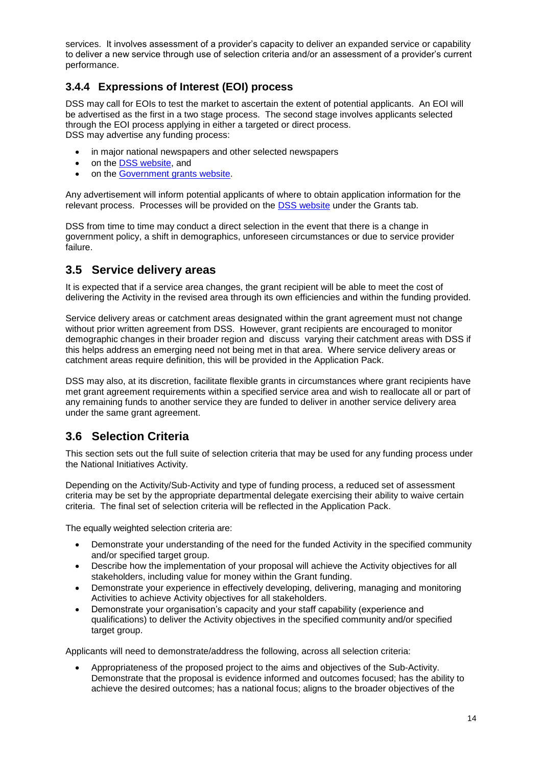services. It involves assessment of a provider's capacity to deliver an expanded service or capability to deliver a new service through use of selection criteria and/or an assessment of a provider's current performance.

### 3.4.4 Expressions of Interest (EOI) process

DSS may call for EOIs to test the market to ascertain the extent of potential applicants. An EOI will be advertised as the first in a two stage process. The second stage involves applicants selected through the EOI process applying in either a targeted or direct process.
DSS may advertise any funding process:

- in major national newspapers and other selected newspapers
- on the DSS website, and
- on the Government grants website.

Any advertisement will inform potential applicants of where to obtain application information for the relevant process. Processes will be provided on the DSS website under the Grants tab.

DSS from time to time may conduct a direct selection in the event that there is a change in government policy, a shift in demographics, unforeseen circumstances or due to service provider failure.

## 3.5 Service delivery areas

It is expected that if a service area changes, the grant recipient will be able to meet the cost of delivering the Activity in the revised area through its own efficiencies and within the funding provided.

Service delivery areas or catchment areas designated within the grant agreement must not change without prior written agreement from DSS. However, grant recipients are encouraged to monitor demographic changes in their broader region and discuss varying their catchment areas with DSS if this helps address an emerging need not being met in that area. Where service delivery areas or catchment areas require definition, this will be provided in the Application Pack.

DSS may also, at its discretion, facilitate flexible grants in circumstances where grant recipients have met grant agreement requirements within a specified service area and wish to reallocate all or part of any remaining funds to another service they are funded to deliver in another service delivery area under the same grant agreement.

## 3.6 Selection Criteria

This section sets out the full suite of selection criteria that may be used for any funding process under the National Initiatives Activity.

Depending on the Activity/Sub-Activity and type of funding process, a reduced set of assessment criteria may be set by the appropriate departmental delegate exercising their ability to waive certain criteria. The final set of selection criteria will be reflected in the Application Pack.

The equally weighted selection criteria are:

- Demonstrate your understanding of the need for the funded Activity in the specified community and/or specified target group.
- Describe how the implementation of your proposal will achieve the Activity objectives for all stakeholders, including value for money within the Grant funding.
- Demonstrate your experience in effectively developing, delivering, managing and monitoring Activities to achieve Activity objectives for all stakeholders.
- Demonstrate your organisation's capacity and your staff capability (experience and qualifications) to deliver the Activity objectives in the specified community and/or specified target group.

Applicants will need to demonstrate/address the following, across all selection criteria:

- Appropriateness of the proposed project to the aims and objectives of the Sub-Activity. Demonstrate that the proposal is evidence informed and outcomes focused; has the ability to achieve the desired outcomes; has a national focus; aligns to the broader objectives of the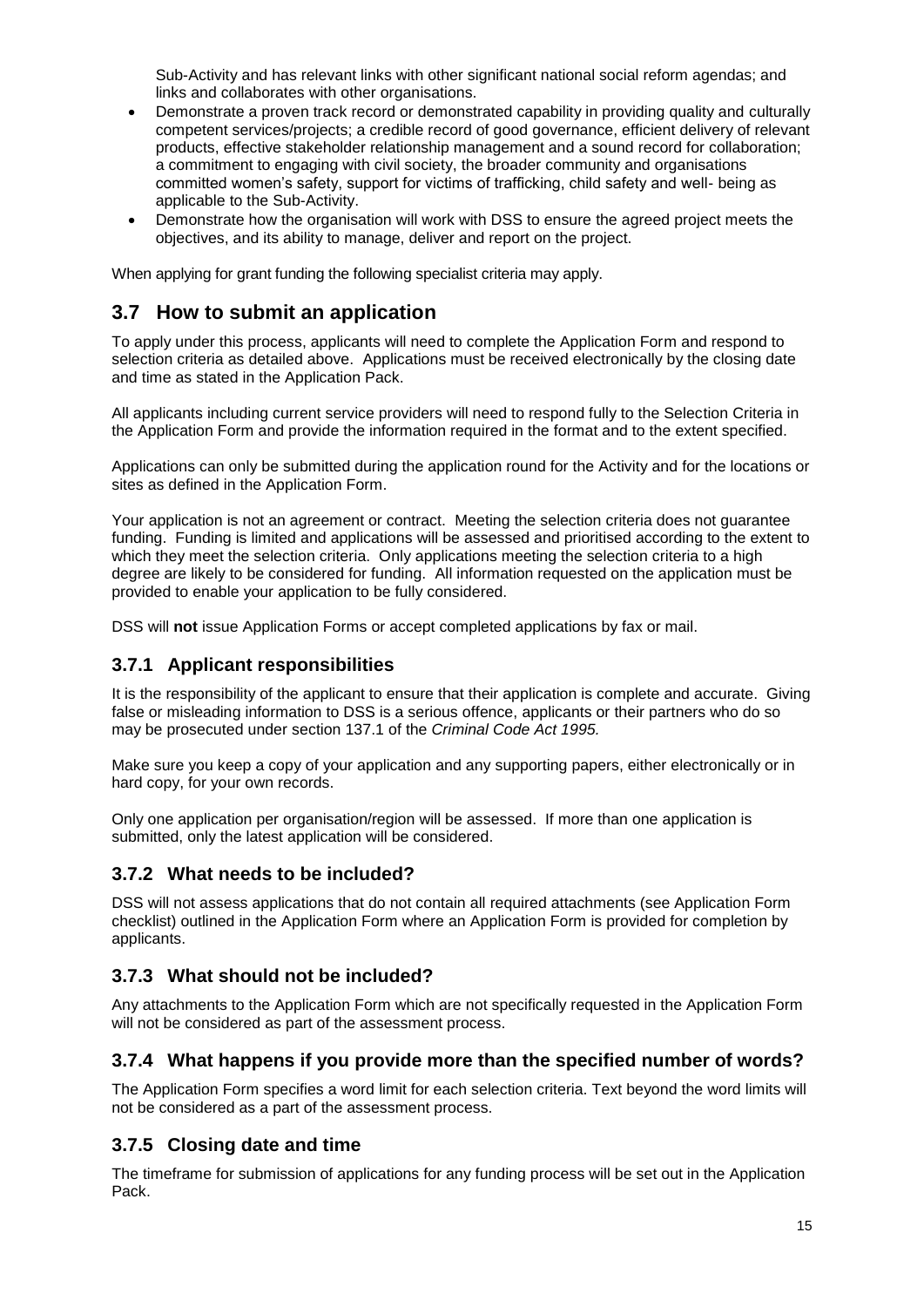Sub-Activity and has relevant links with other significant national social reform agendas; and links and collaborates with other organisations.

- Demonstrate a proven track record or demonstrated capability in providing quality and culturally competent services/projects; a credible record of good governance, efficient delivery of relevant products, effective stakeholder relationship management and a sound record for collaboration; a commitment to engaging with civil society, the broader community and organisations committed women's safety, support for victims of trafficking, child safety and well- being as applicable to the Sub-Activity.
- Demonstrate how the organisation will work with DSS to ensure the agreed project meets the objectives, and its ability to manage, deliver and report on the project.

When applying for grant funding the following specialist criteria may apply.

## 3.7 How to submit an application

To apply under this process, applicants will need to complete the Application Form and respond to selection criteria as detailed above. Applications must be received electronically by the closing date and time as stated in the Application Pack.

All applicants including current service providers will need to respond fully to the Selection Criteria in the Application Form and provide the information required in the format and to the extent specified.

Applications can only be submitted during the application round for the Activity and for the locations or sites as defined in the Application Form.

Your application is not an agreement or contract. Meeting the selection criteria does not guarantee funding. Funding is limited and applications will be assessed and prioritised according to the extent to which they meet the selection criteria. Only applications meeting the selection criteria to a high degree are likely to be considered for funding. All information requested on the application must be provided to enable your application to be fully considered.

DSS will **not** issue Application Forms or accept completed applications by fax or mail.

### 3.7.1 Applicant responsibilities

It is the responsibility of the applicant to ensure that their application is complete and accurate. Giving false or misleading information to DSS is a serious offence, applicants or their partners who do so may be prosecuted under section 137.1 of the *Criminal Code Act 1995.*

Make sure you keep a copy of your application and any supporting papers, either electronically or in hard copy, for your own records.

Only one application per organisation/region will be assessed. If more than one application is submitted, only the latest application will be considered.

### 3.7.2 What needs to be included?

DSS will not assess applications that do not contain all required attachments (see Application Form checklist) outlined in the Application Form where an Application Form is provided for completion by applicants.

### 3.7.3 What should not be included?

Any attachments to the Application Form which are not specifically requested in the Application Form will not be considered as part of the assessment process.

### 3.7.4 What happens if you provide more than the specified number of words?

The Application Form specifies a word limit for each selection criteria. Text beyond the word limits will not be considered as a part of the assessment process.

### 3.7.5 Closing date and time

The timeframe for submission of applications for any funding process will be set out in the Application Pack.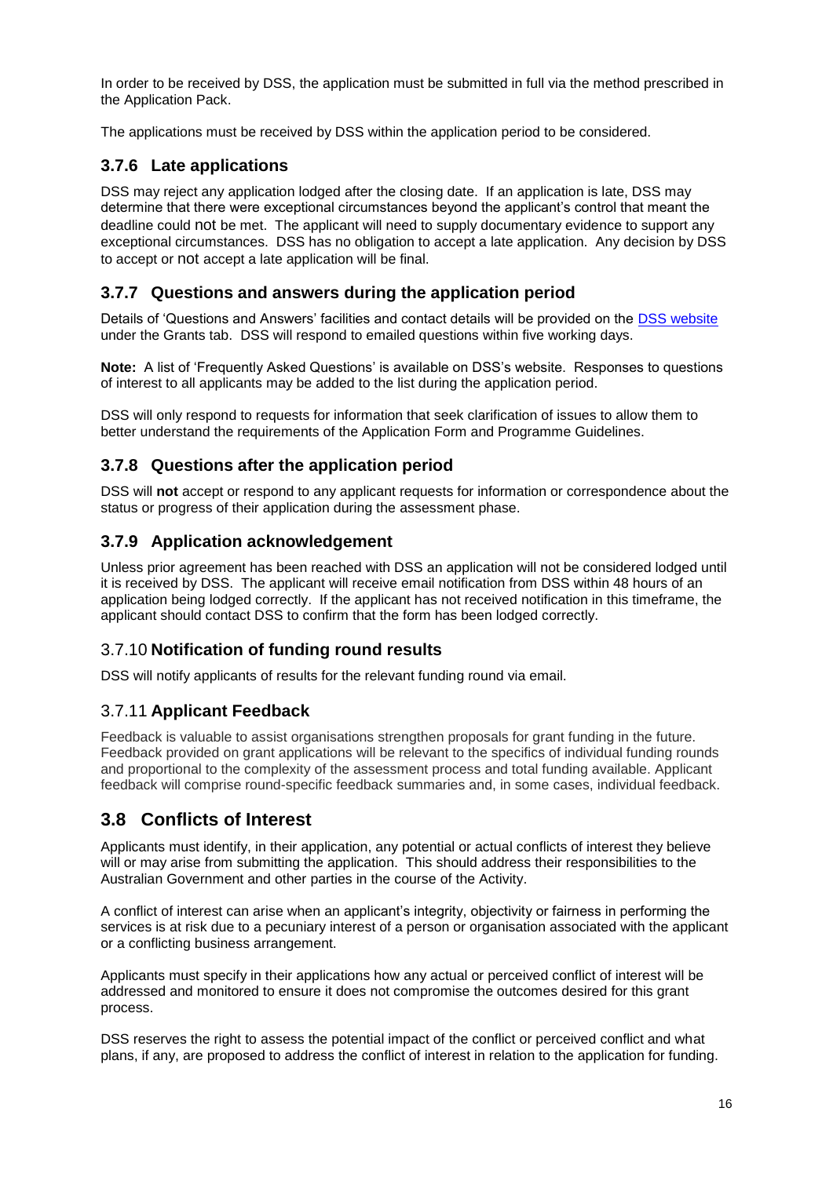In order to be received by DSS, the application must be submitted in full via the method prescribed in the Application Pack.

The applications must be received by DSS within the application period to be considered.

### 3.7.6 Late applications

DSS may reject any application lodged after the closing date. If an application is late, DSS may determine that there were exceptional circumstances beyond the applicant's control that meant the deadline could not be met. The applicant will need to supply documentary evidence to support any exceptional circumstances. DSS has no obligation to accept a late application. Any decision by DSS to accept or not accept a late application will be final.

### 3.7.7 Questions and answers during the application period

Details of 'Questions and Answers' facilities and contact details will be provided on the DSS website under the Grants tab. DSS will respond to emailed questions within five working days.

**Note:** A list of 'Frequently Asked Questions' is available on DSS's website. Responses to questions of interest to all applicants may be added to the list during the application period.

DSS will only respond to requests for information that seek clarification of issues to allow them to better understand the requirements of the Application Form and Programme Guidelines.

### 3.7.8 Questions after the application period

DSS will **not** accept or respond to any applicant requests for information or correspondence about the status or progress of their application during the assessment phase.

### 3.7.9 Application acknowledgement

Unless prior agreement has been reached with DSS an application will not be considered lodged until it is received by DSS. The applicant will receive email notification from DSS within 48 hours of an application being lodged correctly. If the applicant has not received notification in this timeframe, the applicant should contact DSS to confirm that the form has been lodged correctly.

### 3.7.10 Notification of funding round results

DSS will notify applicants of results for the relevant funding round via email.

### 3.7.11 Applicant Feedback

Feedback is valuable to assist organisations strengthen proposals for grant funding in the future. Feedback provided on grant applications will be relevant to the specifics of individual funding rounds and proportional to the complexity of the assessment process and total funding available. Applicant feedback will comprise round-specific feedback summaries and, in some cases, individual feedback.

## 3.8 Conflicts of Interest

Applicants must identify, in their application, any potential or actual conflicts of interest they believe will or may arise from submitting the application. This should address their responsibilities to the Australian Government and other parties in the course of the Activity.

A conflict of interest can arise when an applicant's integrity, objectivity or fairness in performing the services is at risk due to a pecuniary interest of a person or organisation associated with the applicant or a conflicting business arrangement.

Applicants must specify in their applications how any actual or perceived conflict of interest will be addressed and monitored to ensure it does not compromise the outcomes desired for this grant process.

DSS reserves the right to assess the potential impact of the conflict or perceived conflict and what plans, if any, are proposed to address the conflict of interest in relation to the application for funding.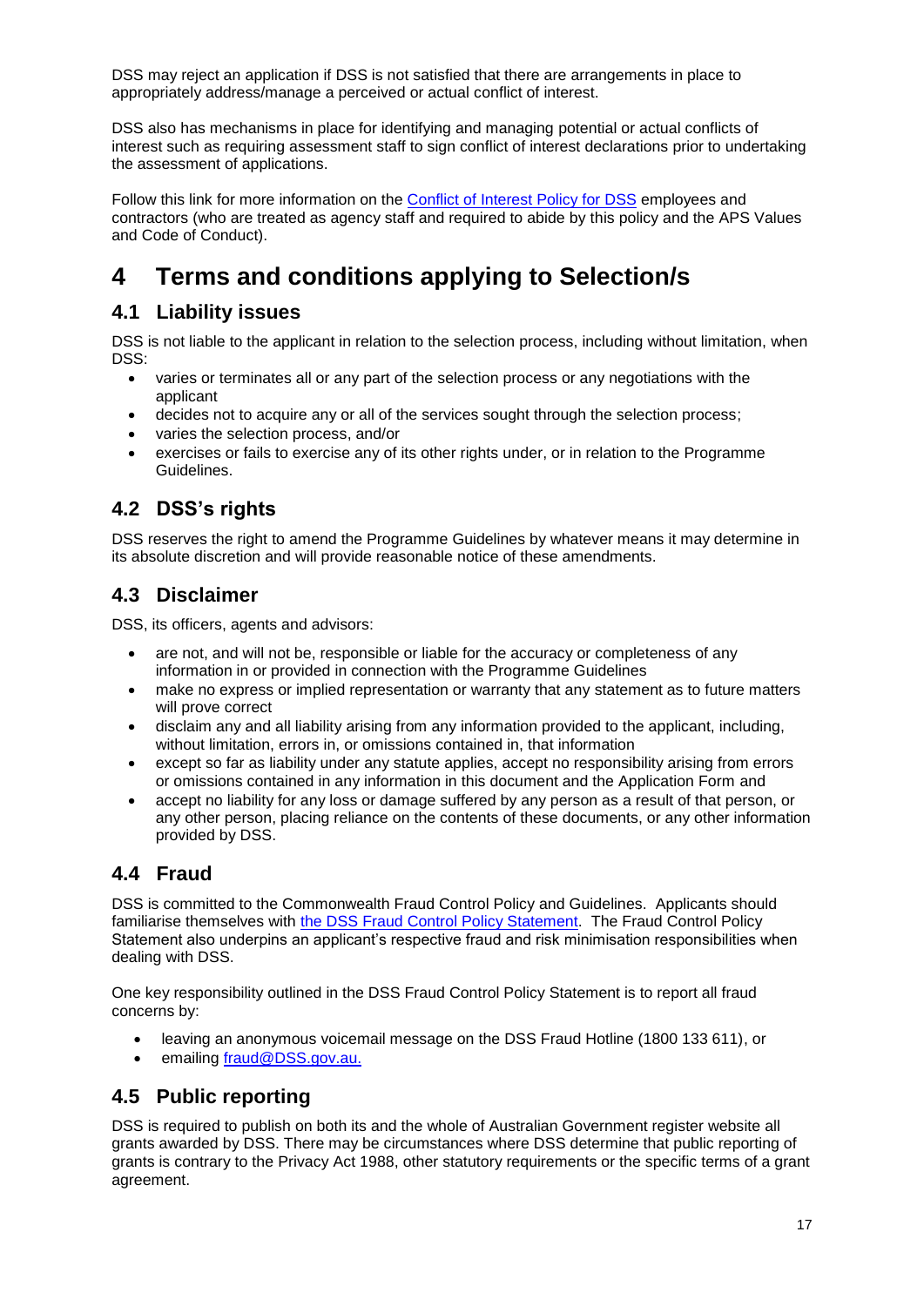DSS may reject an application if DSS is not satisfied that there are arrangements in place to appropriately address/manage a perceived or actual conflict of interest.

DSS also has mechanisms in place for identifying and managing potential or actual conflicts of interest such as requiring assessment staff to sign conflict of interest declarations prior to undertaking the assessment of applications.

Follow this link for more information on the [Conflict of Interest Policy for DSS]() employees and contractors (who are treated as agency staff and required to abide by this policy and the APS Values and Code of Conduct).

# 4 Terms and conditions applying to Selection/s

## 4.1 Liability issues

DSS is not liable to the applicant in relation to the selection process, including without limitation, when DSS:

- varies or terminates all or any part of the selection process or any negotiations with the applicant
- decides not to acquire any or all of the services sought through the selection process;
- varies the selection process, and/or
- exercises or fails to exercise any of its other rights under, or in relation to the Programme Guidelines.

## 4.2 DSS's rights

DSS reserves the right to amend the Programme Guidelines by whatever means it may determine in its absolute discretion and will provide reasonable notice of these amendments.

## 4.3 Disclaimer

DSS, its officers, agents and advisors:

- are not, and will not be, responsible or liable for the accuracy or completeness of any information in or provided in connection with the Programme Guidelines
- make no express or implied representation or warranty that any statement as to future matters will prove correct
- disclaim any and all liability arising from any information provided to the applicant, including, without limitation, errors in, or omissions contained in, that information
- except so far as liability under any statute applies, accept no responsibility arising from errors or omissions contained in any information in this document and the Application Form and
- accept no liability for any loss or damage suffered by any person as a result of that person, or any other person, placing reliance on the contents of these documents, or any other information provided by DSS.

## 4.4 Fraud

DSS is committed to the Commonwealth Fraud Control Policy and Guidelines. Applicants should familiarise themselves with [the DSS Fraud Control Policy Statement](). The Fraud Control Policy Statement also underpins an applicant's respective fraud and risk minimisation responsibilities when dealing with DSS.

One key responsibility outlined in the DSS Fraud Control Policy Statement is to report all fraud concerns by:

- leaving an anonymous voicemail message on the DSS Fraud Hotline (1800 133 611), or
- emailing [fraud@DSS.gov.au.](mailto:fraud@DSS.gov.au)

## 4.5 Public reporting

DSS is required to publish on both its and the whole of Australian Government register website all grants awarded by DSS. There may be circumstances where DSS determine that public reporting of grants is contrary to the Privacy Act 1988, other statutory requirements or the specific terms of a grant agreement.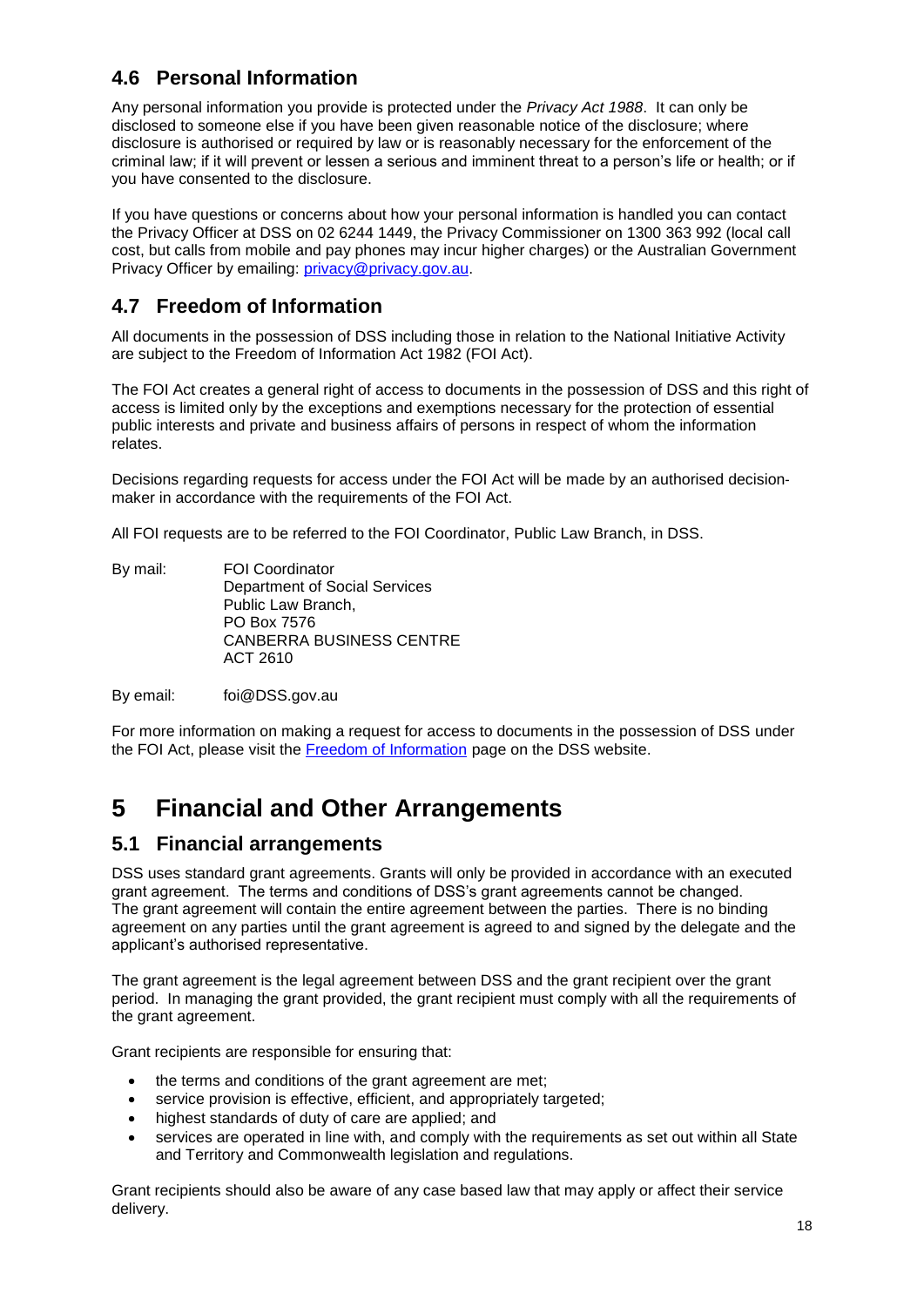## 4.6 Personal Information

Any personal information you provide is protected under the *Privacy Act 1988*. It can only be disclosed to someone else if you have been given reasonable notice of the disclosure; where disclosure is authorised or required by law or is reasonably necessary for the enforcement of the criminal law; if it will prevent or lessen a serious and imminent threat to a person's life or health; or if you have consented to the disclosure.

If you have questions or concerns about how your personal information is handled you can contact the Privacy Officer at DSS on 02 6244 1449, the Privacy Commissioner on 1300 363 992 (local call cost, but calls from mobile and pay phones may incur higher charges) or the Australian Government Privacy Officer by emailing: privacy@privacy.gov.au.

## 4.7 Freedom of Information

All documents in the possession of DSS including those in relation to the National Initiative Activity are subject to the Freedom of Information Act 1982 (FOI Act).

The FOI Act creates a general right of access to documents in the possession of DSS and this right of access is limited only by the exceptions and exemptions necessary for the protection of essential public interests and private and business affairs of persons in respect of whom the information relates.

Decisions regarding requests for access under the FOI Act will be made by an authorised decision-maker in accordance with the requirements of the FOI Act.

All FOI requests are to be referred to the FOI Coordinator, Public Law Branch, in DSS.

By mail:
FOI Coordinator
Department of Social Services
Public Law Branch,
PO Box 7576
CANBERRA BUSINESS CENTRE
ACT 2610

By email: foi@DSS.gov.au

For more information on making a request for access to documents in the possession of DSS under the FOI Act, please visit the Freedom of Information page on the DSS website.

# 5 Financial and Other Arrangements

## 5.1 Financial arrangements

DSS uses standard grant agreements. Grants will only be provided in accordance with an executed grant agreement. The terms and conditions of DSS's grant agreements cannot be changed. The grant agreement will contain the entire agreement between the parties. There is no binding agreement on any parties until the grant agreement is agreed to and signed by the delegate and the applicant's authorised representative.

The grant agreement is the legal agreement between DSS and the grant recipient over the grant period. In managing the grant provided, the grant recipient must comply with all the requirements of the grant agreement.

Grant recipients are responsible for ensuring that:

- the terms and conditions of the grant agreement are met;
- service provision is effective, efficient, and appropriately targeted;
- highest standards of duty of care are applied; and
- services are operated in line with, and comply with the requirements as set out within all State and Territory and Commonwealth legislation and regulations.

Grant recipients should also be aware of any case based law that may apply or affect their service delivery.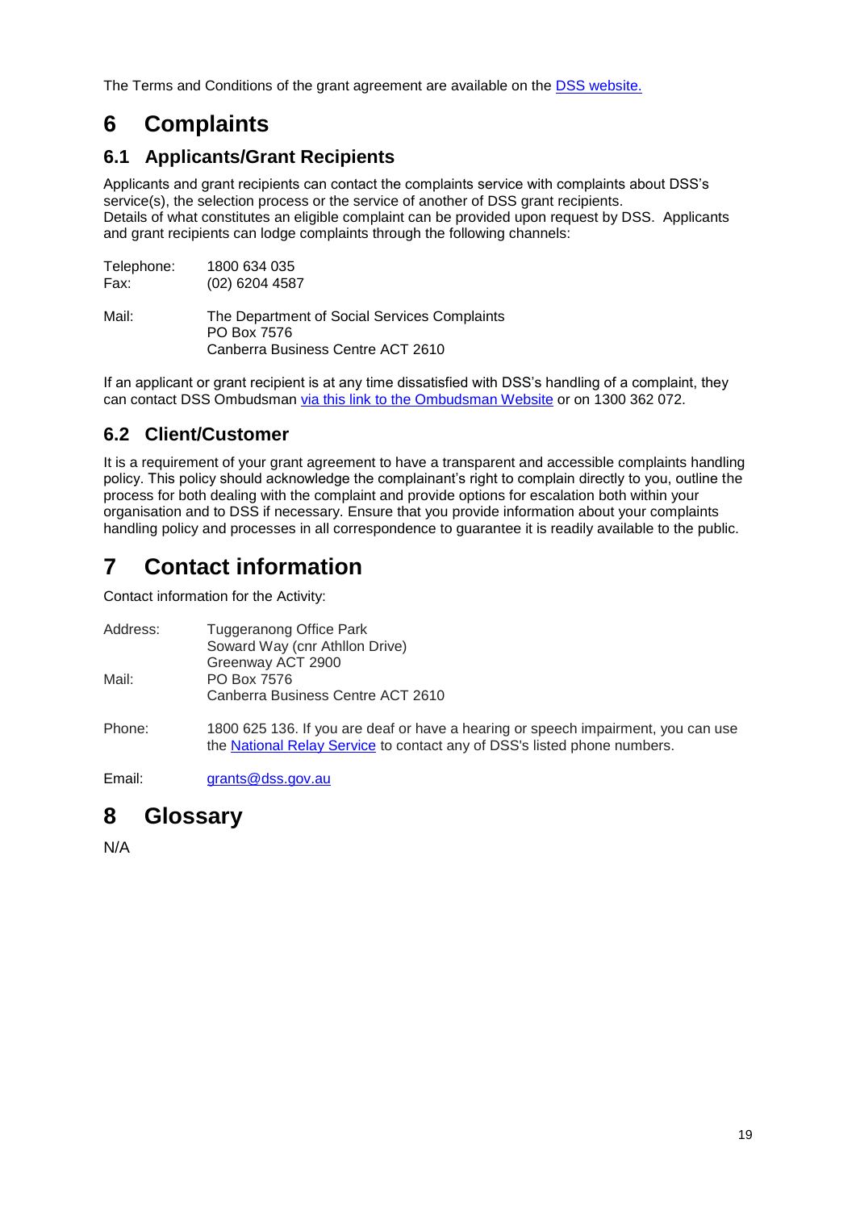The Terms and Conditions of the grant agreement are available on the DSS website.

# 6 Complaints

## 6.1 Applicants/Grant Recipients

Applicants and grant recipients can contact the complaints service with complaints about DSS's service(s), the selection process or the service of another of DSS grant recipients.
Details of what constitutes an eligible complaint can be provided upon request by DSS. Applicants and grant recipients can lodge complaints through the following channels:

Telephone: 1800 634 035
Fax: (02) 6204 4587

Mail: The Department of Social Services Complaints
PO Box 7576
Canberra Business Centre ACT 2610

If an applicant or grant recipient is at any time dissatisfied with DSS's handling of a complaint, they can contact DSS Ombudsman via this link to the Ombudsman Website or on 1300 362 072.

## 6.2 Client/Customer

It is a requirement of your grant agreement to have a transparent and accessible complaints handling policy. This policy should acknowledge the complainant's right to complain directly to you, outline the process for both dealing with the complaint and provide options for escalation both within your organisation and to DSS if necessary. Ensure that you provide information about your complaints handling policy and processes in all correspondence to guarantee it is readily available to the public.

# 7 Contact information

Contact information for the Activity:

Address: Tuggeranong Office Park
Soward Way (cnr Athllon Drive)
Greenway ACT 2900
Mail: PO Box 7576
Canberra Business Centre ACT 2610

Phone: 1800 625 136. If you are deaf or have a hearing or speech impairment, you can use the National Relay Service to contact any of DSS's listed phone numbers.

Email: grants@dss.gov.au

# 8 Glossary

N/A